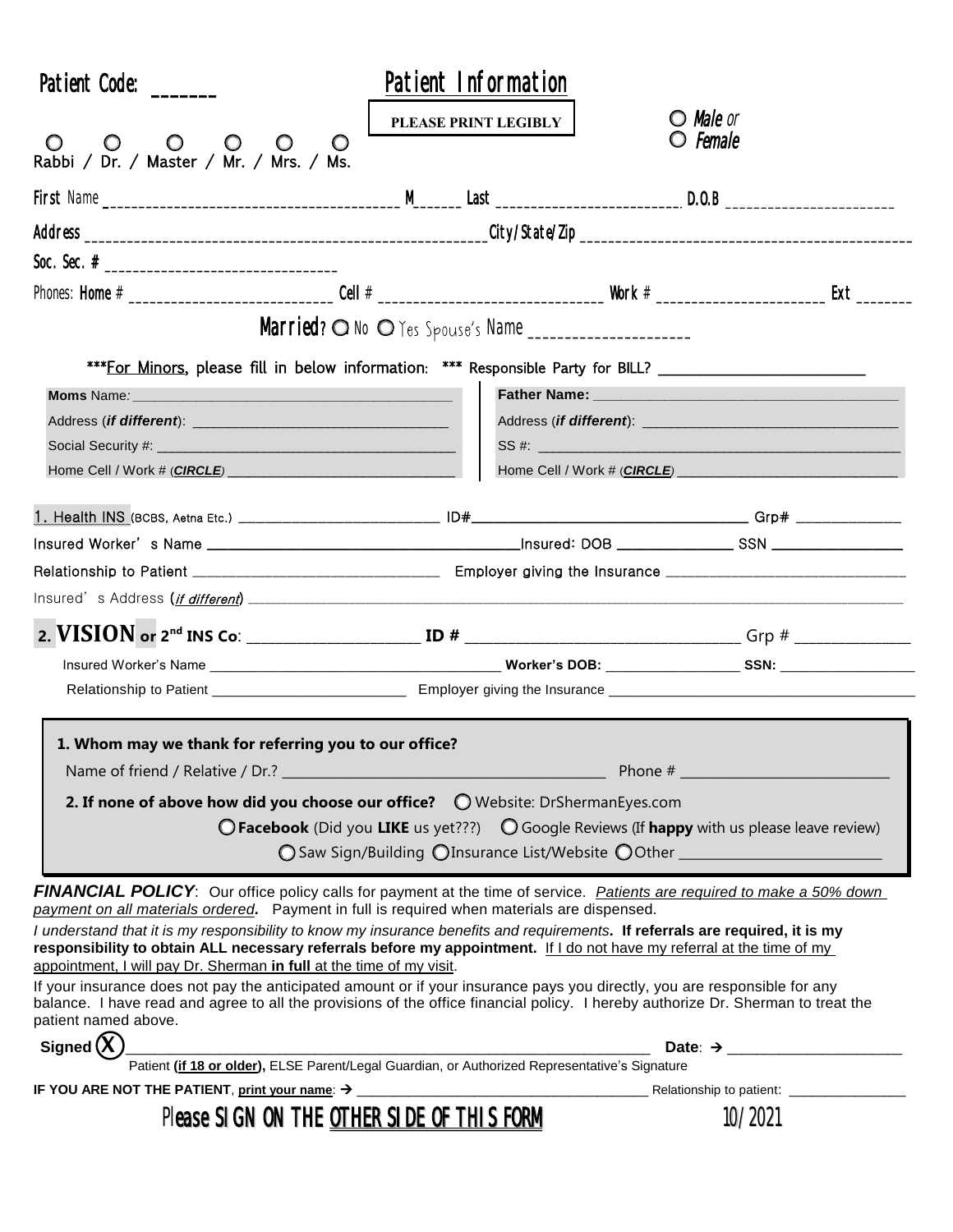Patient Code: ______

# Patient Information

**PLEASE PRINT LEGIBLY**

○ *Male* or
○ *Female*

○ Rabbi / ○ Dr. / ○ Master / ○ Mr. / ○ Mrs. / ○ Ms.

**First** Name ______________________________________ **M**______ **Last** ________________________ **D.O.B** ______________________

**Address** ____________________________________________________ **City/State/Zip** ____________________________________________

**Soc. Sec. #** ______________________________

Phones: **Home #** ___________________________ **Cell #** ______________________________ **Work #** ______________________ **Ext** _______

**Married?** ○ No ○ Yes Spouse's Name ____________________

***<u>For Minors</u>, please fill in below information: *** Responsible Party for BILL? ________________________

| | |
|---|---|
| **Moms** Name: ________________________________________ | **Father Name:** ________________________________________ |
| Address (***if different***): ________________________________ | Address (***if different***): ________________________________ |
| Social Security #: ____________________________________ | SS #: ____________________________________________ |
| Home Cell / Work # (***<u>CIRCLE</u>***) ____________________________ | Home Cell / Work # (***<u>CIRCLE</u>***) ____________________________ |

<u>1. Health INS</u> (BCBS, Aetna Etc.) ___________________________ ID#_________________________________ Grp# _____________

Insured Worker's Name ________________________________________Insured: DOB ______________ SSN ________________

Relationship to Patient ________________________________ Employer giving the Insurance _______________________________

Insured's Address (*<u>if different</u>*) ________________________________________________________________________________

**2. VISION or 2[nd] INS Co**: ______________________ **ID #** ___________________________________ Grp # ______________

Insured Worker's Name ______________________________________ **Worker's DOB:** _________________ **SSN:** _________________

Relationship to Patient _________________________ Employer giving the Insurance ______________________________________

**1. Whom may we thank for referring you to our office?**

Name of friend / Relative / Dr.? __________________________________________ Phone # ___________________________

**2. If none of above how did you choose our office?** ○ Website: DrShermanEyes.com

○ **Facebook** (Did you **LIKE** us yet???) ○ Google Reviews (If **happy** with us please leave review)

○ Saw Sign/Building ○ Insurance List/Website ○ Other ___________________________

***FINANCIAL POLICY***: Our office policy calls for payment at the time of service. *<u>Patients are required to make a 50% down payment on all materials ordered</u>.* Payment in full is required when materials are dispensed.

*I understand that it is my responsibility to know my insurance benefits and requirements*. **If referrals are required, it is my responsibility to obtain ALL necessary referrals before my appointment.** <u>If I do not have my referral at the time of my appointment, I will pay Dr. Sherman **in full** at the time of my visit</u>.

If your insurance does not pay the anticipated amount or if your insurance pays you directly, you are responsible for any balance. I have read and agree to all the provisions of the office financial policy. I hereby authorize Dr. Sherman to treat the patient named above.

**Signed** (X) __________________________________________________________________ **Date**: → ____________________

Patient **(if 18 or older),** ELSE Parent/Legal Guardian, or Authorized Representative's Signature

**IF YOU ARE NOT THE PATIENT**, **<u>print your name</u>**: → ____________________________________ Relationship to patient: _______________

**Please SIGN ON THE <u>OTHER SIDE OF THIS FORM</u>** 10/2021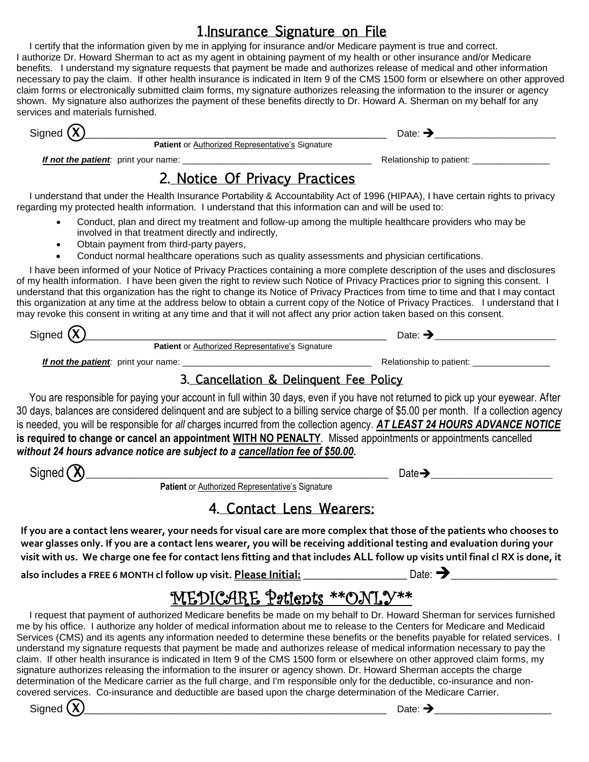## 1. Insurance Signature on File

I certify that the information given by me in applying for insurance and/or Medicare payment is true and correct. I authorize Dr. Howard Sherman to act as my agent in obtaining payment of my health or other insurance and/or Medicare benefits. I understand my signature requests that payment be made and authorizes release of medical and other information necessary to pay the claim. If other health insurance is indicated in Item 9 of the CMS 1500 form or elsewhere on other approved claim forms or electronically submitted claim forms, my signature authorizes releasing the information to the insurer or agency shown. My signature also authorizes the payment of these benefits directly to Dr. Howard A. Sherman on my behalf for any services and materials furnished.

Signed (X)________________________________________________________ Date: ➔______________________

**Patient** or Authorized Representative's Signature

***If not the patient**:* print your name: ____________________________________ Relationship to patient: _______________

## 2. Notice Of Privacy Practices

I understand that under the Health Insurance Portability & Accountability Act of 1996 (HIPAA), I have certain rights to privacy regarding my protected health information. I understand that this information can and will be used to:

- Conduct, plan and direct my treatment and follow-up among the multiple healthcare providers who may be involved in that treatment directly and indirectly,
- Obtain payment from third-party payers,
- Conduct normal healthcare operations such as quality assessments and physician certifications.

I have been informed of your Notice of Privacy Practices containing a more complete description of the uses and disclosures of my health information. I have been given the right to review such Notice of Privacy Practices prior to signing this consent. I understand that this organization has the right to change its Notice of Privacy Practices from time to time and that I may contact this organization at any time at the address below to obtain a current copy of the Notice of Privacy Practices. I understand that I may revoke this consent in writing at any time and that it will not affect any prior action taken based on this consent.

Signed (X)________________________________________________________ Date: ➔______________________

**Patient** or Authorized Representative's Signature

***If not the patient**:* print your name: ____________________________________ Relationship to patient: _______________

### 3. Cancellation & Delinquent Fee Policy

You are responsible for paying your account in full within 30 days, even if you have not returned to pick up your eyewear. After 30 days, balances are considered delinquent and are subject to a billing service charge of $5.00 per month. If a collection agency is needed, you will be responsible for *all* charges incurred from the collection agency. ***AT LEAST 24 HOURS ADVANCE NOTICE*** **is required to change or cancel an appointment WITH NO PENALTY**. Missed appointments or appointments cancelled ***without 24 hours advance notice are subject to a cancellation fee of $50.00.***

Signed (X)________________________________________________________ Date➔______________________

**Patient** or Authorized Representative's Signature

## 4. Contact Lens Wearers:

**If you are a contact lens wearer, your needs for visual care are more complex that those of the patients who chooses to wear glasses only. If you are a contact lens wearer, you will be receiving additional testing and evaluation during your visit with us. We charge one fee for contact lens fitting and that includes ALL follow up visits until final cl RX is done, it also includes a FREE 6 MONTH cl follow up visit. Please Initial:** __________________ Date: ➔__________________

## MEDICARE Patients \*\*ONLY\*\*

I request that payment of authorized Medicare benefits be made on my behalf to Dr. Howard Sherman for services furnished me by his office. I authorize any holder of medical information about me to release to the Centers for Medicare and Medicaid Services (CMS) and its agents any information needed to determine these benefits or the benefits payable for related services. I understand my signature requests that payment be made and authorizes release of medical information necessary to pay the claim. If other health insurance is indicated in Item 9 of the CMS 1500 form or elsewhere on other approved claim forms, my signature authorizes releasing the information to the insurer or agency shown. Dr. Howard Sherman accepts the charge determination of the Medicare carrier as the full charge, and I'm responsible only for the deductible, co-insurance and non-covered services. Co-insurance and deductible are based upon the charge determination of the Medicare Carrier.

Signed (X)________________________________________________________ Date: ➔_____________________